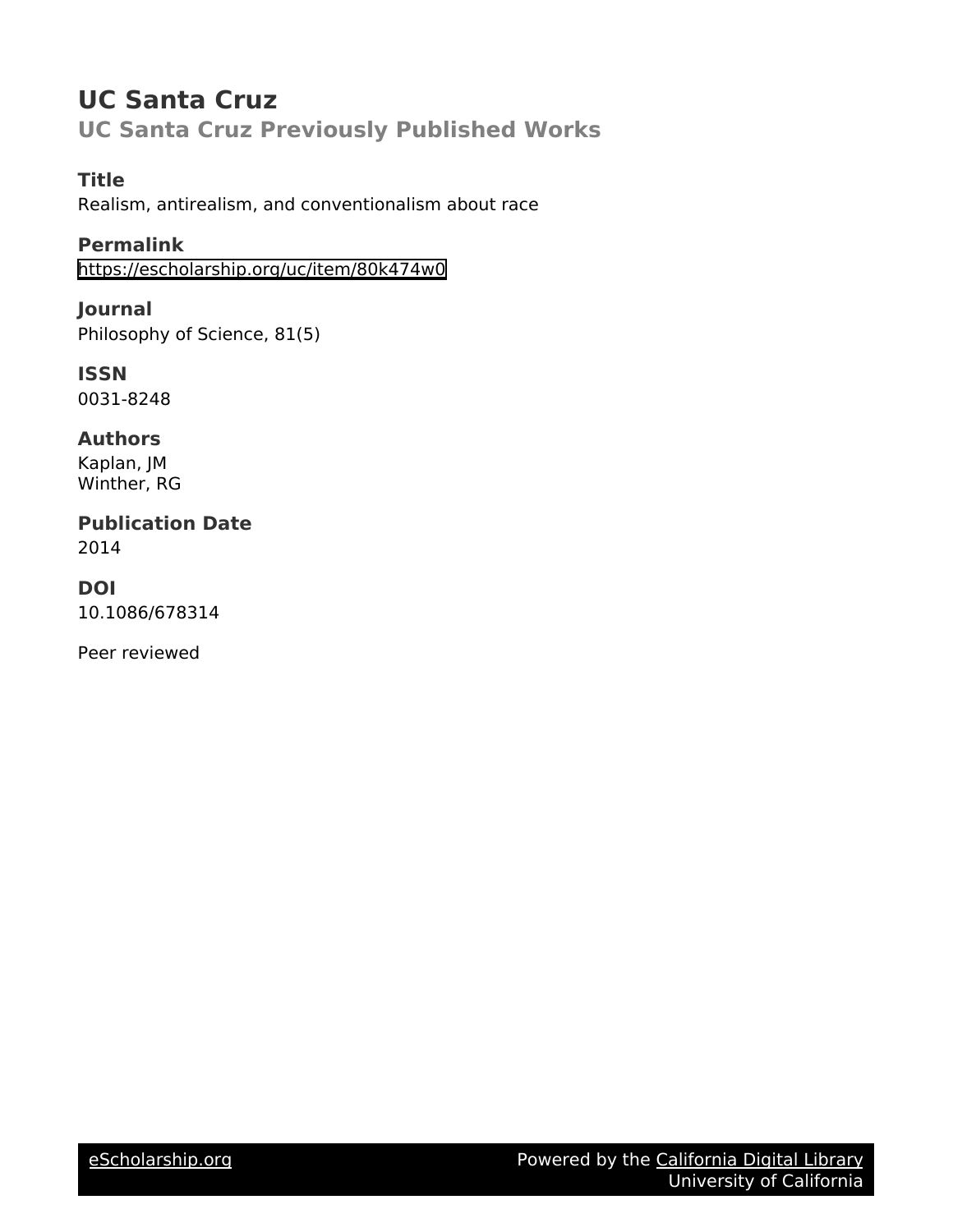# UC Santa Cruz

## UC Santa Cruz Previously Published Works

### Title

Realism, antirealism, and conventionalism about race

### Permalink

https://escholarship.org/uc/item/80k474w0

### Journal

Philosophy of Science, 81(5)

### ISSN

0031-8248

### Authors

Kaplan, JM
Winther, RG

### Publication Date

2014

### DOI

10.1086/678314

Peer reviewed

eScholarship.org Powered by the California Digital Library University of California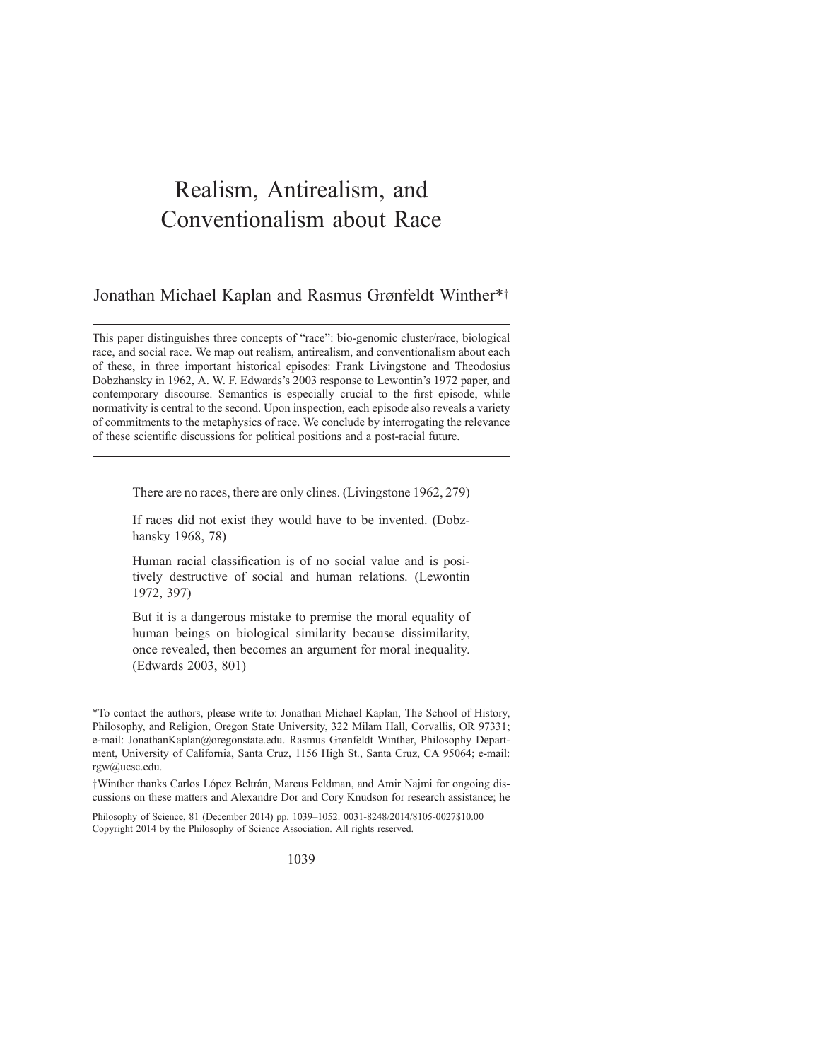# Realism, Antirealism, and Conventionalism about Race

Jonathan Michael Kaplan and Rasmus Grønfeldt Winther*†

This paper distinguishes three concepts of "race": bio-genomic cluster/race, biological race, and social race. We map out realism, antirealism, and conventionalism about each of these, in three important historical episodes: Frank Livingstone and Theodosius Dobzhansky in 1962, A. W. F. Edwards's 2003 response to Lewontin's 1972 paper, and contemporary discourse. Semantics is especially crucial to the first episode, while normativity is central to the second. Upon inspection, each episode also reveals a variety of commitments to the metaphysics of race. We conclude by interrogating the relevance of these scientific discussions for political positions and a post-racial future.

> There are no races, there are only clines. (Livingstone 1962, 279)
>
> If races did not exist they would have to be invented. (Dobzhansky 1968, 78)
>
> Human racial classification is of no social value and is positively destructive of social and human relations. (Lewontin 1972, 397)
>
> But it is a dangerous mistake to premise the moral equality of human beings on biological similarity because dissimilarity, once revealed, then becomes an argument for moral inequality. (Edwards 2003, 801)

*To contact the authors, please write to: Jonathan Michael Kaplan, The School of History, Philosophy, and Religion, Oregon State University, 322 Milam Hall, Corvallis, OR 97331; e-mail: JonathanKaplan@oregonstate.edu. Rasmus Grønfeldt Winther, Philosophy Department, University of California, Santa Cruz, 1156 High St., Santa Cruz, CA 95064; e-mail: rgw@ucsc.edu.

†Winther thanks Carlos López Beltrán, Marcus Feldman, and Amir Najmi for ongoing discussions on these matters and Alexandre Dor and Cory Knudson for research assistance; he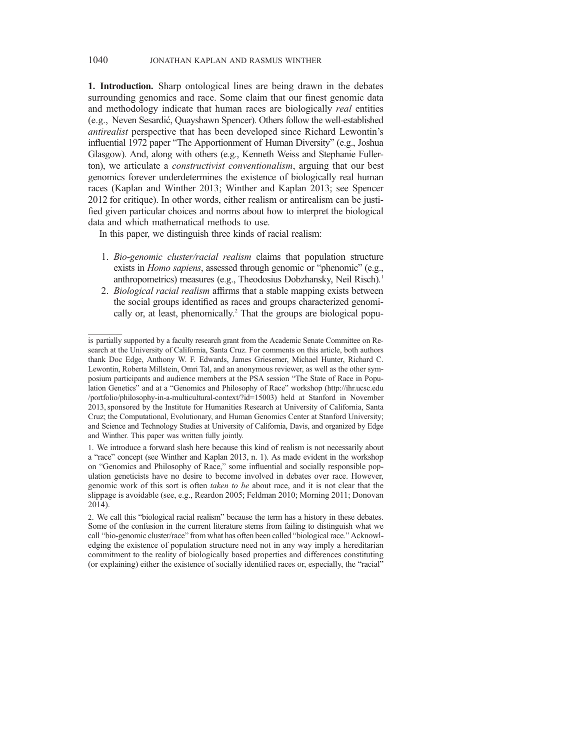**1. Introduction.** Sharp ontological lines are being drawn in the debates surrounding genomics and race. Some claim that our finest genomic data and methodology indicate that human races are biologically *real* entities (e.g., Neven Sesardić, Quayshawn Spencer). Others follow the well-established *antirealist* perspective that has been developed since Richard Lewontin's influential 1972 paper "The Apportionment of Human Diversity" (e.g., Joshua Glasgow). And, along with others (e.g., Kenneth Weiss and Stephanie Fullerton), we articulate a *constructivist conventionalism*, arguing that our best genomics forever underdetermines the existence of biologically real human races (Kaplan and Winther 2013; Winther and Kaplan 2013; see Spencer 2012 for critique). In other words, either realism or antirealism can be justified given particular choices and norms about how to interpret the biological data and which mathematical methods to use.

In this paper, we distinguish three kinds of racial realism:

1. *Bio-genomic cluster/racial realism* claims that population structure exists in *Homo sapiens*, assessed through genomic or "phenomic" (e.g., anthropometrics) measures (e.g., Theodosius Dobzhansky, Neil Risch).[1]
2. *Biological racial realism* affirms that a stable mapping exists between the social groups identified as races and groups characterized genomically or, at least, phenomically.[2] That the groups are biological popu-

---

is partially supported by a faculty research grant from the Academic Senate Committee on Research at the University of California, Santa Cruz. For comments on this article, both authors thank Doc Edge, Anthony W. F. Edwards, James Griesemer, Michael Hunter, Richard C. Lewontin, Roberta Millstein, Omri Tal, and an anonymous reviewer, as well as the other symposium participants and audience members at the PSA session "The State of Race in Population Genetics" and at a "Genomics and Philosophy of Race" workshop (http://ihr.ucsc.edu/portfolio/philosophy-in-a-multicultural-context/?id=15003) held at Stanford in November 2013, sponsored by the Institute for Humanities Research at University of California, Santa Cruz; the Computational, Evolutionary, and Human Genomics Center at Stanford University; and Science and Technology Studies at University of California, Davis, and organized by Edge and Winther. This paper was written fully jointly.

1. We introduce a forward slash here because this kind of realism is not necessarily about a "race" concept (see Winther and Kaplan 2013, n. 1). As made evident in the workshop on "Genomics and Philosophy of Race," some influential and socially responsible population geneticists have no desire to become involved in debates over race. However, genomic work of this sort is often *taken to be* about race, and it is not clear that the slippage is avoidable (see, e.g., Reardon 2005; Feldman 2010; Morning 2011; Donovan 2014).

2. We call this "biological racial realism" because the term has a history in these debates. Some of the confusion in the current literature stems from failing to distinguish what we call "bio-genomic cluster/race" from what has often been called "biological race." Acknowledging the existence of population structure need not in any way imply a hereditarian commitment to the reality of biologically based properties and differences constituting (or explaining) either the existence of socially identified races or, especially, the "racial"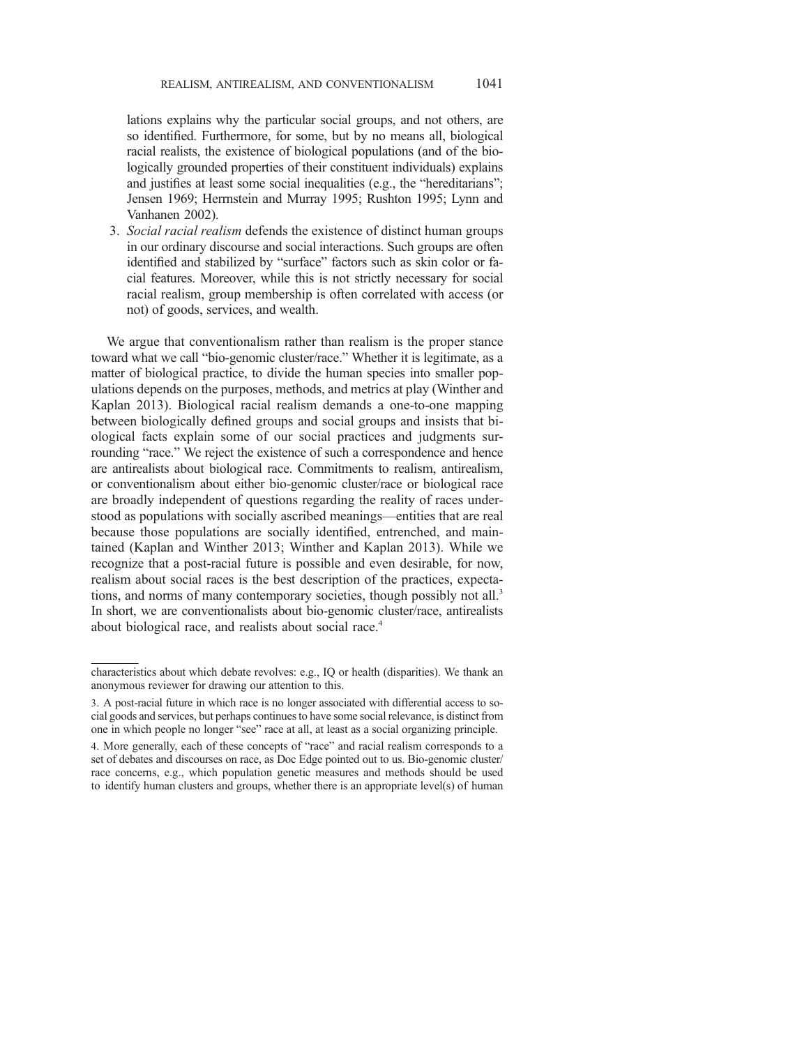lations explains why the particular social groups, and not others, are so identified. Furthermore, for some, but by no means all, biological racial realists, the existence of biological populations (and of the biologically grounded properties of their constituent individuals) explains and justifies at least some social inequalities (e.g., the "hereditarians"; Jensen 1969; Herrnstein and Murray 1995; Rushton 1995; Lynn and Vanhanen 2002).

3. *Social racial realism* defends the existence of distinct human groups in our ordinary discourse and social interactions. Such groups are often identified and stabilized by "surface" factors such as skin color or facial features. Moreover, while this is not strictly necessary for social racial realism, group membership is often correlated with access (or not) of goods, services, and wealth.

We argue that conventionalism rather than realism is the proper stance toward what we call "bio-genomic cluster/race." Whether it is legitimate, as a matter of biological practice, to divide the human species into smaller populations depends on the purposes, methods, and metrics at play (Winther and Kaplan 2013). Biological racial realism demands a one-to-one mapping between biologically defined groups and social groups and insists that biological facts explain some of our social practices and judgments surrounding "race." We reject the existence of such a correspondence and hence are antirealists about biological race. Commitments to realism, antirealism, or conventionalism about either bio-genomic cluster/race or biological race are broadly independent of questions regarding the reality of races understood as populations with socially ascribed meanings—entities that are real because those populations are socially identified, entrenched, and maintained (Kaplan and Winther 2013; Winther and Kaplan 2013). While we recognize that a post-racial future is possible and even desirable, for now, realism about social races is the best description of the practices, expectations, and norms of many contemporary societies, though possibly not all.[3] In short, we are conventionalists about bio-genomic cluster/race, antirealists about biological race, and realists about social race.[4]

---

characteristics about which debate revolves: e.g., IQ or health (disparities). We thank an anonymous reviewer for drawing our attention to this.

3. A post-racial future in which race is no longer associated with differential access to social goods and services, but perhaps continues to have some social relevance, is distinct from one in which people no longer "see" race at all, at least as a social organizing principle.

4. More generally, each of these concepts of "race" and racial realism corresponds to a set of debates and discourses on race, as Doc Edge pointed out to us. Bio-genomic cluster/race concerns, e.g., which population genetic measures and methods should be used to identify human clusters and groups, whether there is an appropriate level(s) of human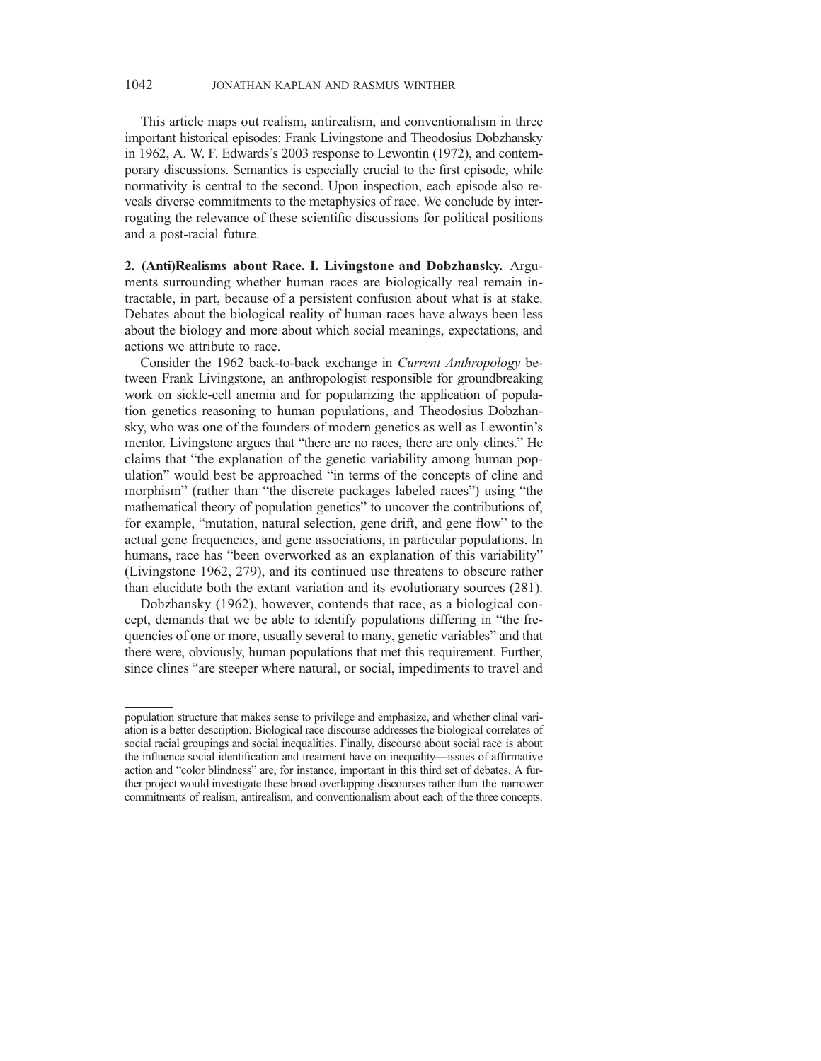This article maps out realism, antirealism, and conventionalism in three important historical episodes: Frank Livingstone and Theodosius Dobzhansky in 1962, A. W. F. Edwards's 2003 response to Lewontin (1972), and contemporary discussions. Semantics is especially crucial to the first episode, while normativity is central to the second. Upon inspection, each episode also reveals diverse commitments to the metaphysics of race. We conclude by interrogating the relevance of these scientific discussions for political positions and a post-racial future.

**2. (Anti)Realisms about Race. I. Livingstone and Dobzhansky.** Arguments surrounding whether human races are biologically real remain intractable, in part, because of a persistent confusion about what is at stake. Debates about the biological reality of human races have always been less about the biology and more about which social meanings, expectations, and actions we attribute to race.

Consider the 1962 back-to-back exchange in *Current Anthropology* between Frank Livingstone, an anthropologist responsible for groundbreaking work on sickle-cell anemia and for popularizing the application of population genetics reasoning to human populations, and Theodosius Dobzhansky, who was one of the founders of modern genetics as well as Lewontin's mentor. Livingstone argues that "there are no races, there are only clines." He claims that "the explanation of the genetic variability among human population" would best be approached "in terms of the concepts of cline and morphism" (rather than "the discrete packages labeled races") using "the mathematical theory of population genetics" to uncover the contributions of, for example, "mutation, natural selection, gene drift, and gene flow" to the actual gene frequencies, and gene associations, in particular populations. In humans, race has "been overworked as an explanation of this variability" (Livingstone 1962, 279), and its continued use threatens to obscure rather than elucidate both the extant variation and its evolutionary sources (281).

Dobzhansky (1962), however, contends that race, as a biological concept, demands that we be able to identify populations differing in "the frequencies of one or more, usually several to many, genetic variables" and that there were, obviously, human populations that met this requirement. Further, since clines "are steeper where natural, or social, impediments to travel and

population structure that makes sense to privilege and emphasize, and whether clinal variation is a better description. Biological race discourse addresses the biological correlates of social racial groupings and social inequalities. Finally, discourse about social race is about the influence social identification and treatment have on inequality—issues of affirmative action and "color blindness" are, for instance, important in this third set of debates. A further project would investigate these broad overlapping discourses rather than the narrower commitments of realism, antirealism, and conventionalism about each of the three concepts.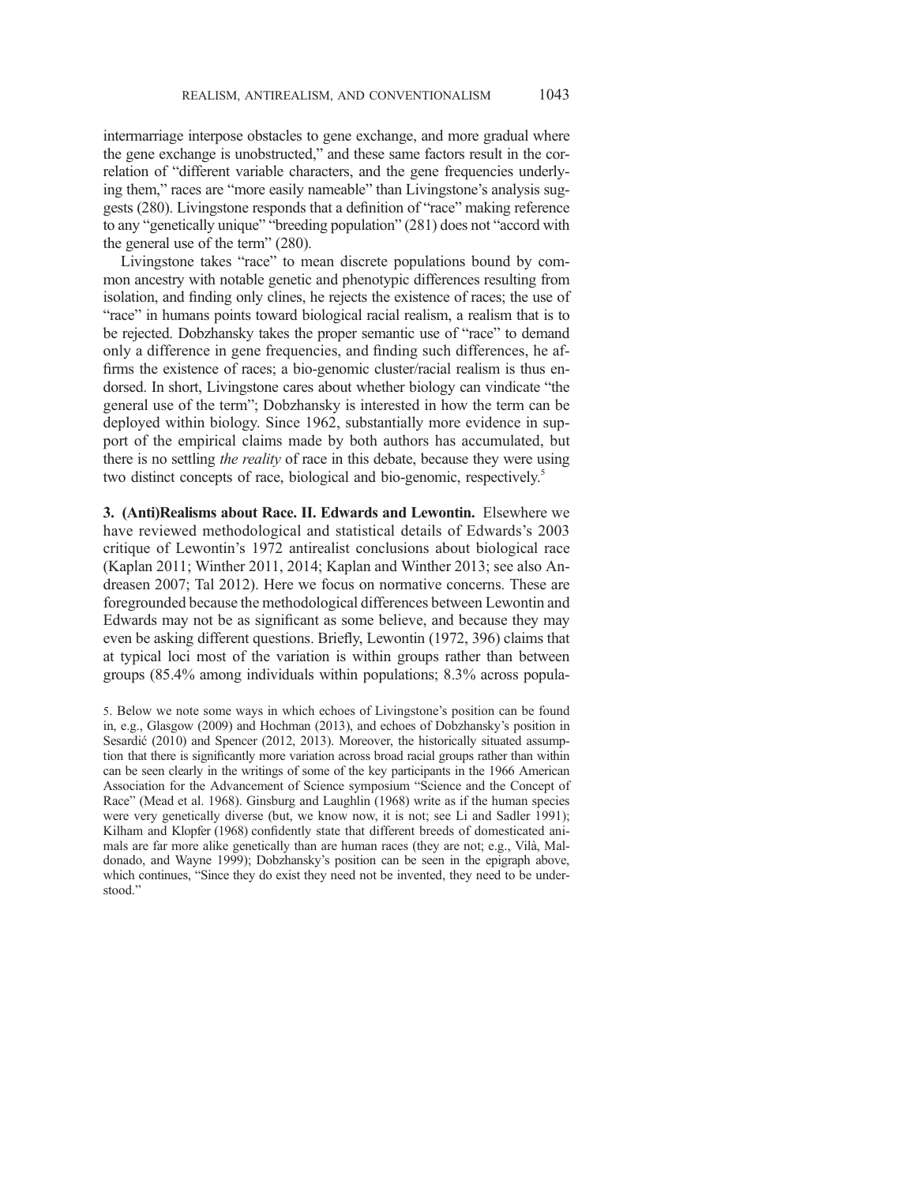intermarriage interpose obstacles to gene exchange, and more gradual where the gene exchange is unobstructed," and these same factors result in the correlation of "different variable characters, and the gene frequencies underlying them," races are "more easily nameable" than Livingstone's analysis suggests (280). Livingstone responds that a definition of "race" making reference to any "genetically unique" "breeding population" (281) does not "accord with the general use of the term" (280).

Livingstone takes "race" to mean discrete populations bound by common ancestry with notable genetic and phenotypic differences resulting from isolation, and finding only clines, he rejects the existence of races; the use of "race" in humans points toward biological racial realism, a realism that is to be rejected. Dobzhansky takes the proper semantic use of "race" to demand only a difference in gene frequencies, and finding such differences, he affirms the existence of races; a bio-genomic cluster/racial realism is thus endorsed. In short, Livingstone cares about whether biology can vindicate "the general use of the term"; Dobzhansky is interested in how the term can be deployed within biology. Since 1962, substantially more evidence in support of the empirical claims made by both authors has accumulated, but there is no settling *the reality* of race in this debate, because they were using two distinct concepts of race, biological and bio-genomic, respectively.[5]

**3. (Anti)Realisms about Race. II. Edwards and Lewontin.** Elsewhere we have reviewed methodological and statistical details of Edwards's 2003 critique of Lewontin's 1972 antirealist conclusions about biological race (Kaplan 2011; Winther 2011, 2014; Kaplan and Winther 2013; see also Andreasen 2007; Tal 2012). Here we focus on normative concerns. These are foregrounded because the methodological differences between Lewontin and Edwards may not be as significant as some believe, and because they may even be asking different questions. Briefly, Lewontin (1972, 396) claims that at typical loci most of the variation is within groups rather than between groups (85.4% among individuals within populations; 8.3% across popula-

5. Below we note some ways in which echoes of Livingstone's position can be found in, e.g., Glasgow (2009) and Hochman (2013), and echoes of Dobzhansky's position in Sesardić (2010) and Spencer (2012, 2013). Moreover, the historically situated assumption that there is significantly more variation across broad racial groups rather than within can be seen clearly in the writings of some of the key participants in the 1966 American Association for the Advancement of Science symposium "Science and the Concept of Race" (Mead et al. 1968). Ginsburg and Laughlin (1968) write as if the human species were very genetically diverse (but, we know now, it is not; see Li and Sadler 1991); Kilham and Klopfer (1968) confidently state that different breeds of domesticated animals are far more alike genetically than are human races (they are not; e.g., Vilà, Maldonado, and Wayne 1999); Dobzhansky's position can be seen in the epigraph above, which continues, "Since they do exist they need not be invented, they need to be understood."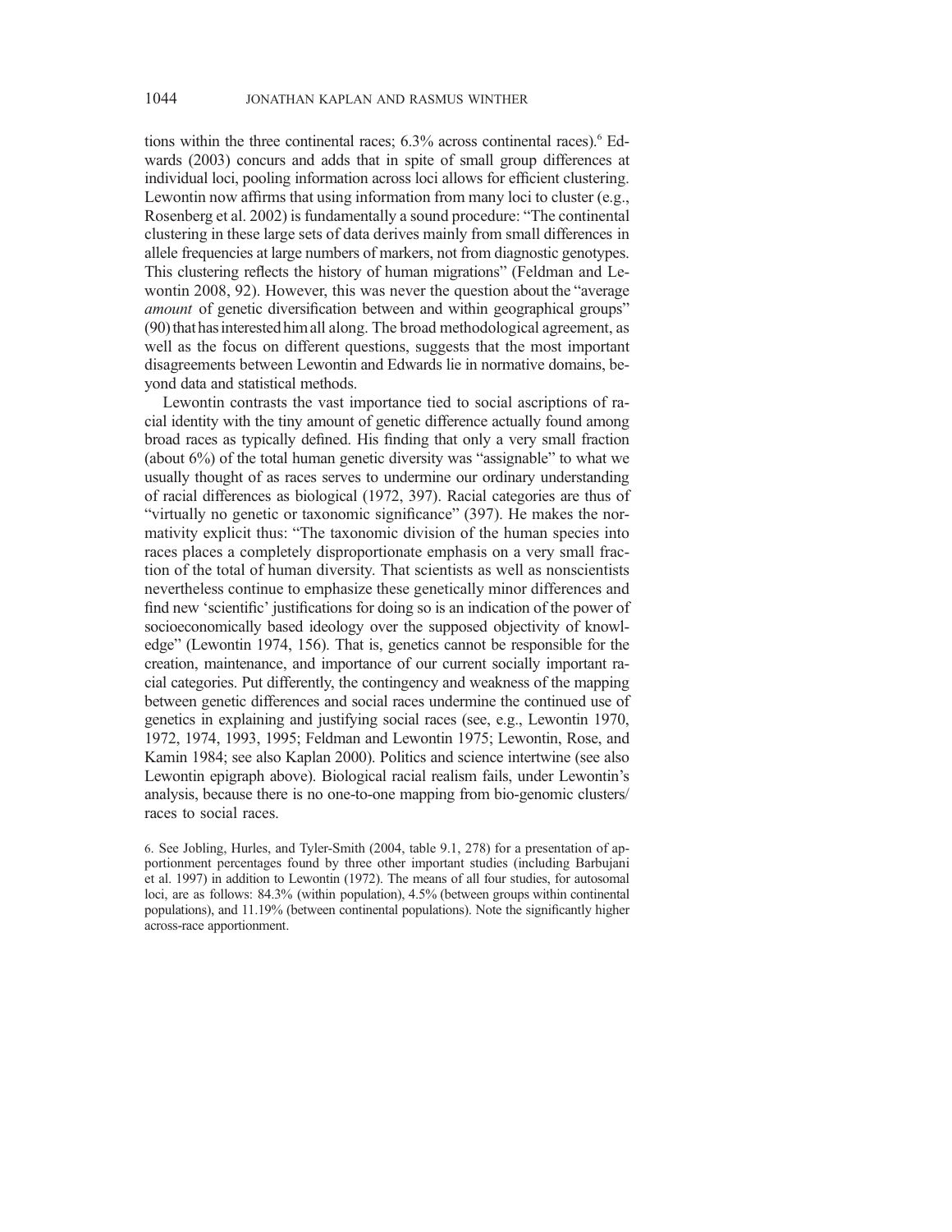tions within the three continental races; 6.3% across continental races).[6] Edwards (2003) concurs and adds that in spite of small group differences at individual loci, pooling information across loci allows for efficient clustering. Lewontin now affirms that using information from many loci to cluster (e.g., Rosenberg et al. 2002) is fundamentally a sound procedure: "The continental clustering in these large sets of data derives mainly from small differences in allele frequencies at large numbers of markers, not from diagnostic genotypes. This clustering reflects the history of human migrations" (Feldman and Lewontin 2008, 92). However, this was never the question about the "average *amount* of genetic diversification between and within geographical groups" (90) that has interested him all along. The broad methodological agreement, as well as the focus on different questions, suggests that the most important disagreements between Lewontin and Edwards lie in normative domains, beyond data and statistical methods.

Lewontin contrasts the vast importance tied to social ascriptions of racial identity with the tiny amount of genetic difference actually found among broad races as typically defined. His finding that only a very small fraction (about 6%) of the total human genetic diversity was "assignable" to what we usually thought of as races serves to undermine our ordinary understanding of racial differences as biological (1972, 397). Racial categories are thus of "virtually no genetic or taxonomic significance" (397). He makes the normativity explicit thus: "The taxonomic division of the human species into races places a completely disproportionate emphasis on a very small fraction of the total of human diversity. That scientists as well as nonscientists nevertheless continue to emphasize these genetically minor differences and find new 'scientific' justifications for doing so is an indication of the power of socioeconomically based ideology over the supposed objectivity of knowledge" (Lewontin 1974, 156). That is, genetics cannot be responsible for the creation, maintenance, and importance of our current socially important racial categories. Put differently, the contingency and weakness of the mapping between genetic differences and social races undermine the continued use of genetics in explaining and justifying social races (see, e.g., Lewontin 1970, 1972, 1974, 1993, 1995; Feldman and Lewontin 1975; Lewontin, Rose, and Kamin 1984; see also Kaplan 2000). Politics and science intertwine (see also Lewontin epigraph above). Biological racial realism fails, under Lewontin's analysis, because there is no one-to-one mapping from bio-genomic clusters/races to social races.

6. See Jobling, Hurles, and Tyler-Smith (2004, table 9.1, 278) for a presentation of apportionment percentages found by three other important studies (including Barbujani et al. 1997) in addition to Lewontin (1972). The means of all four studies, for autosomal loci, are as follows: 84.3% (within population), 4.5% (between groups within continental populations), and 11.19% (between continental populations). Note the significantly higher across-race apportionment.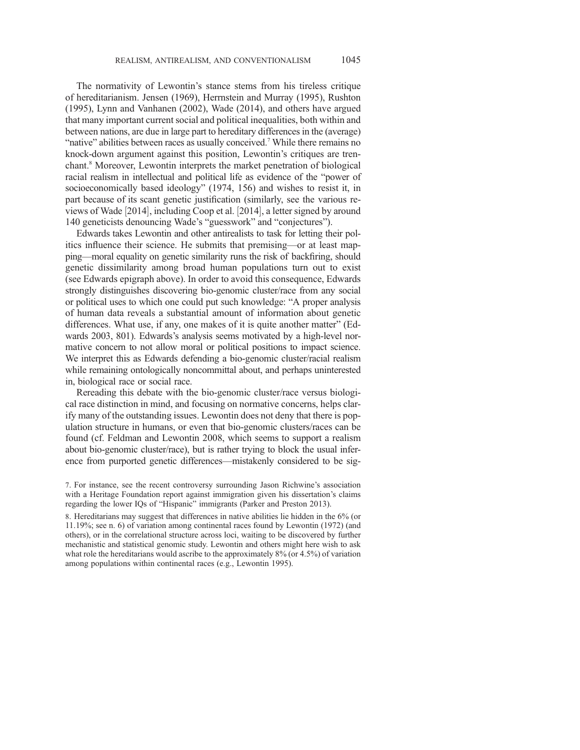The normativity of Lewontin's stance stems from his tireless critique of hereditarianism. Jensen (1969), Herrnstein and Murray (1995), Rushton (1995), Lynn and Vanhanen (2002), Wade (2014), and others have argued that many important current social and political inequalities, both within and between nations, are due in large part to hereditary differences in the (average) "native" abilities between races as usually conceived.[7] While there remains no knock-down argument against this position, Lewontin's critiques are trenchant.[8] Moreover, Lewontin interprets the market penetration of biological racial realism in intellectual and political life as evidence of the "power of socioeconomically based ideology" (1974, 156) and wishes to resist it, in part because of its scant genetic justification (similarly, see the various reviews of Wade [2014], including Coop et al. [2014], a letter signed by around 140 geneticists denouncing Wade's "guesswork" and "conjectures").

Edwards takes Lewontin and other antirealists to task for letting their politics influence their science. He submits that premising—or at least mapping—moral equality on genetic similarity runs the risk of backfiring, should genetic dissimilarity among broad human populations turn out to exist (see Edwards epigraph above). In order to avoid this consequence, Edwards strongly distinguishes discovering bio-genomic cluster/race from any social or political uses to which one could put such knowledge: "A proper analysis of human data reveals a substantial amount of information about genetic differences. What use, if any, one makes of it is quite another matter" (Edwards 2003, 801). Edwards's analysis seems motivated by a high-level normative concern to not allow moral or political positions to impact science. We interpret this as Edwards defending a bio-genomic cluster/racial realism while remaining ontologically noncommittal about, and perhaps uninterested in, biological race or social race.

Rereading this debate with the bio-genomic cluster/race versus biological race distinction in mind, and focusing on normative concerns, helps clarify many of the outstanding issues. Lewontin does not deny that there is population structure in humans, or even that bio-genomic clusters/races can be found (cf. Feldman and Lewontin 2008, which seems to support a realism about bio-genomic cluster/race), but is rather trying to block the usual inference from purported genetic differences—mistakenly considered to be sig-

7. For instance, see the recent controversy surrounding Jason Richwine's association with a Heritage Foundation report against immigration given his dissertation's claims regarding the lower IQs of "Hispanic" immigrants (Parker and Preston 2013).

8. Hereditarians may suggest that differences in native abilities lie hidden in the 6% (or 11.19%; see n. 6) of variation among continental races found by Lewontin (1972) (and others), or in the correlational structure across loci, waiting to be discovered by further mechanistic and statistical genomic study. Lewontin and others might here wish to ask what role the hereditarians would ascribe to the approximately 8% (or 4.5%) of variation among populations within continental races (e.g., Lewontin 1995).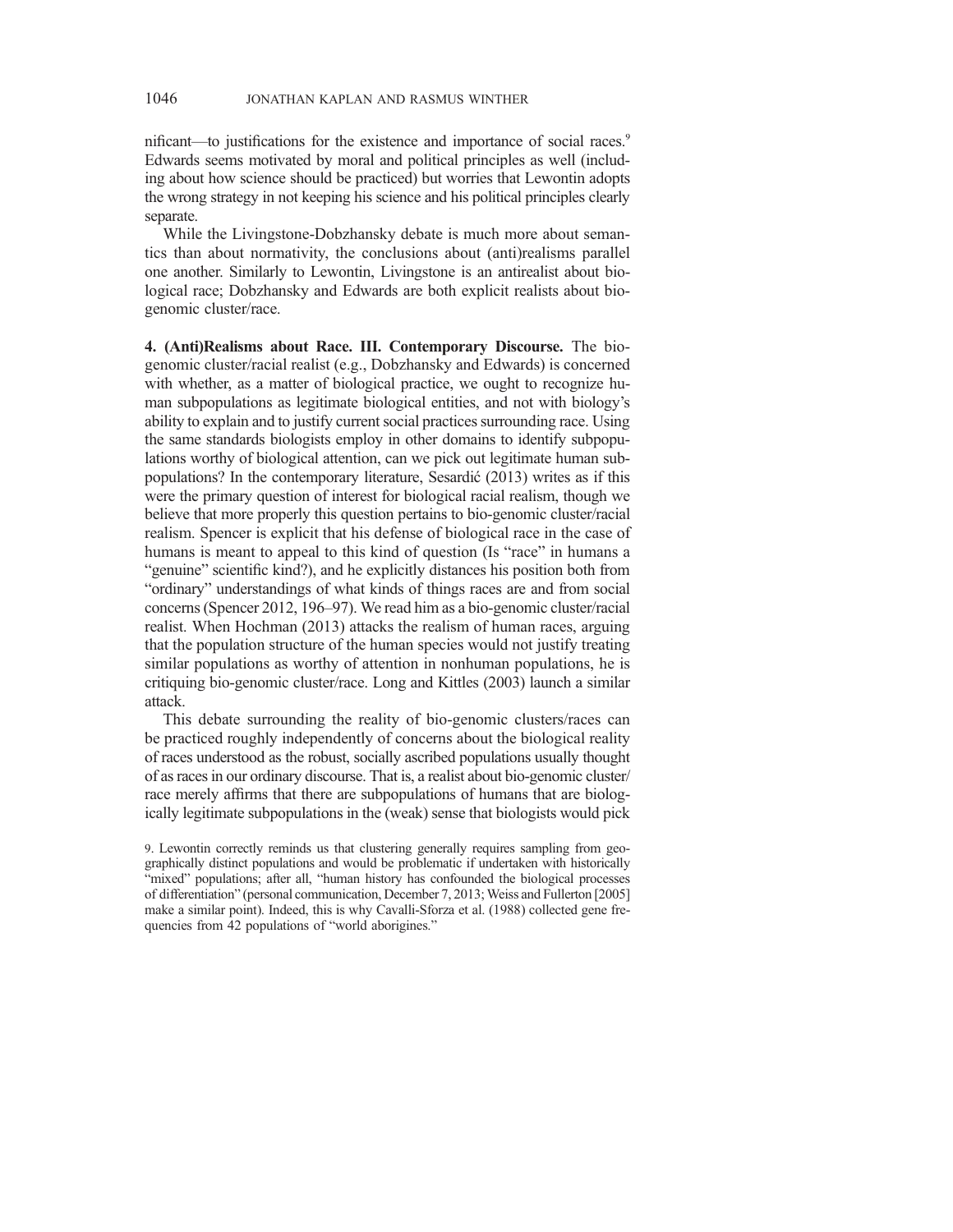nificant—to justifications for the existence and importance of social races.[9] Edwards seems motivated by moral and political principles as well (including about how science should be practiced) but worries that Lewontin adopts the wrong strategy in not keeping his science and his political principles clearly separate.

While the Livingstone-Dobzhansky debate is much more about semantics than about normativity, the conclusions about (anti)realisms parallel one another. Similarly to Lewontin, Livingstone is an antirealist about biological race; Dobzhansky and Edwards are both explicit realists about bio-genomic cluster/race.

**4. (Anti)Realisms about Race. III. Contemporary Discourse.** The bio-genomic cluster/racial realist (e.g., Dobzhansky and Edwards) is concerned with whether, as a matter of biological practice, we ought to recognize human subpopulations as legitimate biological entities, and not with biology's ability to explain and to justify current social practices surrounding race. Using the same standards biologists employ in other domains to identify subpopulations worthy of biological attention, can we pick out legitimate human subpopulations? In the contemporary literature, Sesardić (2013) writes as if this were the primary question of interest for biological racial realism, though we believe that more properly this question pertains to bio-genomic cluster/racial realism. Spencer is explicit that his defense of biological race in the case of humans is meant to appeal to this kind of question (Is "race" in humans a "genuine" scientific kind?), and he explicitly distances his position both from "ordinary" understandings of what kinds of things races are and from social concerns (Spencer 2012, 196–97). We read him as a bio-genomic cluster/racial realist. When Hochman (2013) attacks the realism of human races, arguing that the population structure of the human species would not justify treating similar populations as worthy of attention in nonhuman populations, he is critiquing bio-genomic cluster/race. Long and Kittles (2003) launch a similar attack.

This debate surrounding the reality of bio-genomic clusters/races can be practiced roughly independently of concerns about the biological reality of races understood as the robust, socially ascribed populations usually thought of as races in our ordinary discourse. That is, a realist about bio-genomic cluster/race merely affirms that there are subpopulations of humans that are biologically legitimate subpopulations in the (weak) sense that biologists would pick

9. Lewontin correctly reminds us that clustering generally requires sampling from geographically distinct populations and would be problematic if undertaken with historically "mixed" populations; after all, "human history has confounded the biological processes of differentiation" (personal communication, December 7, 2013; Weiss and Fullerton [2005] make a similar point). Indeed, this is why Cavalli-Sforza et al. (1988) collected gene frequencies from 42 populations of "world aborigines."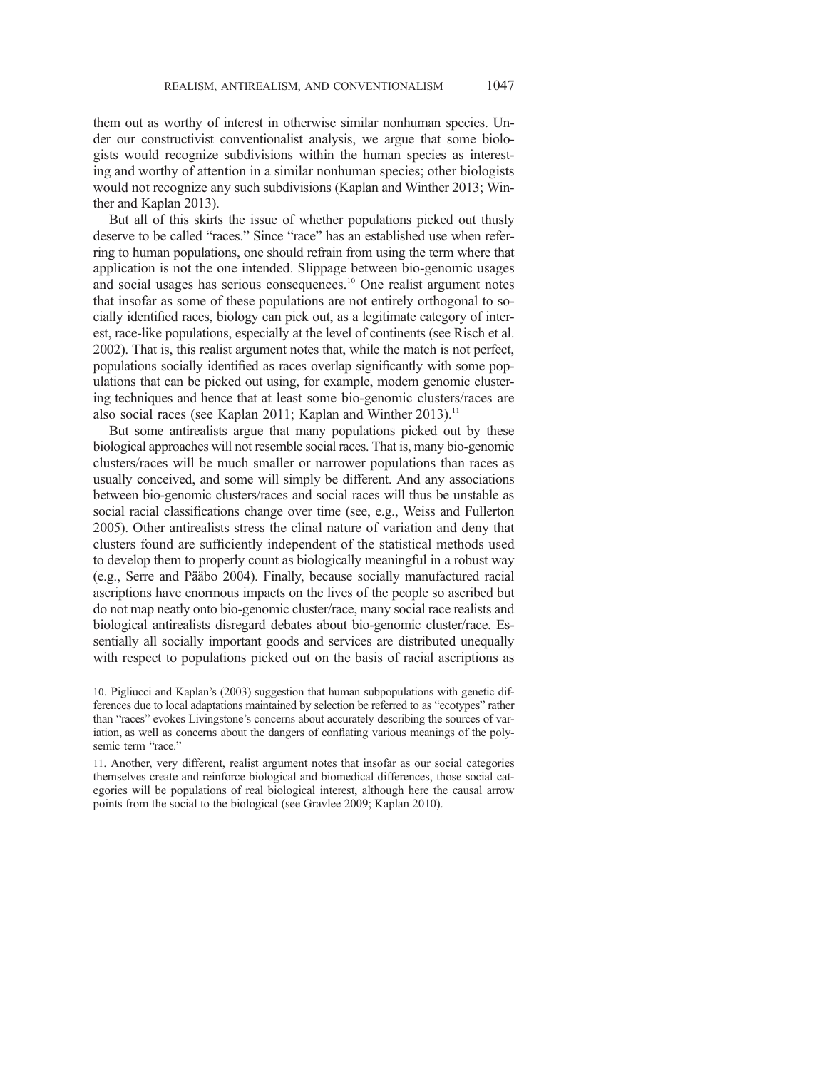them out as worthy of interest in otherwise similar nonhuman species. Under our constructivist conventionalist analysis, we argue that some biologists would recognize subdivisions within the human species as interesting and worthy of attention in a similar nonhuman species; other biologists would not recognize any such subdivisions (Kaplan and Winther 2013; Winther and Kaplan 2013).

But all of this skirts the issue of whether populations picked out thusly deserve to be called "races." Since "race" has an established use when referring to human populations, one should refrain from using the term where that application is not the one intended. Slippage between bio-genomic usages and social usages has serious consequences.[10] One realist argument notes that insofar as some of these populations are not entirely orthogonal to socially identified races, biology can pick out, as a legitimate category of interest, race-like populations, especially at the level of continents (see Risch et al. 2002). That is, this realist argument notes that, while the match is not perfect, populations socially identified as races overlap significantly with some populations that can be picked out using, for example, modern genomic clustering techniques and hence that at least some bio-genomic clusters/races are also social races (see Kaplan 2011; Kaplan and Winther 2013).[11]

But some antirealists argue that many populations picked out by these biological approaches will not resemble social races. That is, many bio-genomic clusters/races will be much smaller or narrower populations than races as usually conceived, and some will simply be different. And any associations between bio-genomic clusters/races and social races will thus be unstable as social racial classifications change over time (see, e.g., Weiss and Fullerton 2005). Other antirealists stress the clinal nature of variation and deny that clusters found are sufficiently independent of the statistical methods used to develop them to properly count as biologically meaningful in a robust way (e.g., Serre and Pääbo 2004). Finally, because socially manufactured racial ascriptions have enormous impacts on the lives of the people so ascribed but do not map neatly onto bio-genomic cluster/race, many social race realists and biological antirealists disregard debates about bio-genomic cluster/race. Essentially all socially important goods and services are distributed unequally with respect to populations picked out on the basis of racial ascriptions as

10. Pigliucci and Kaplan's (2003) suggestion that human subpopulations with genetic differences due to local adaptations maintained by selection be referred to as "ecotypes" rather than "races" evokes Livingstone's concerns about accurately describing the sources of variation, as well as concerns about the dangers of conflating various meanings of the polysemic term "race."

11. Another, very different, realist argument notes that insofar as our social categories themselves create and reinforce biological and biomedical differences, those social categories will be populations of real biological interest, although here the causal arrow points from the social to the biological (see Gravlee 2009; Kaplan 2010).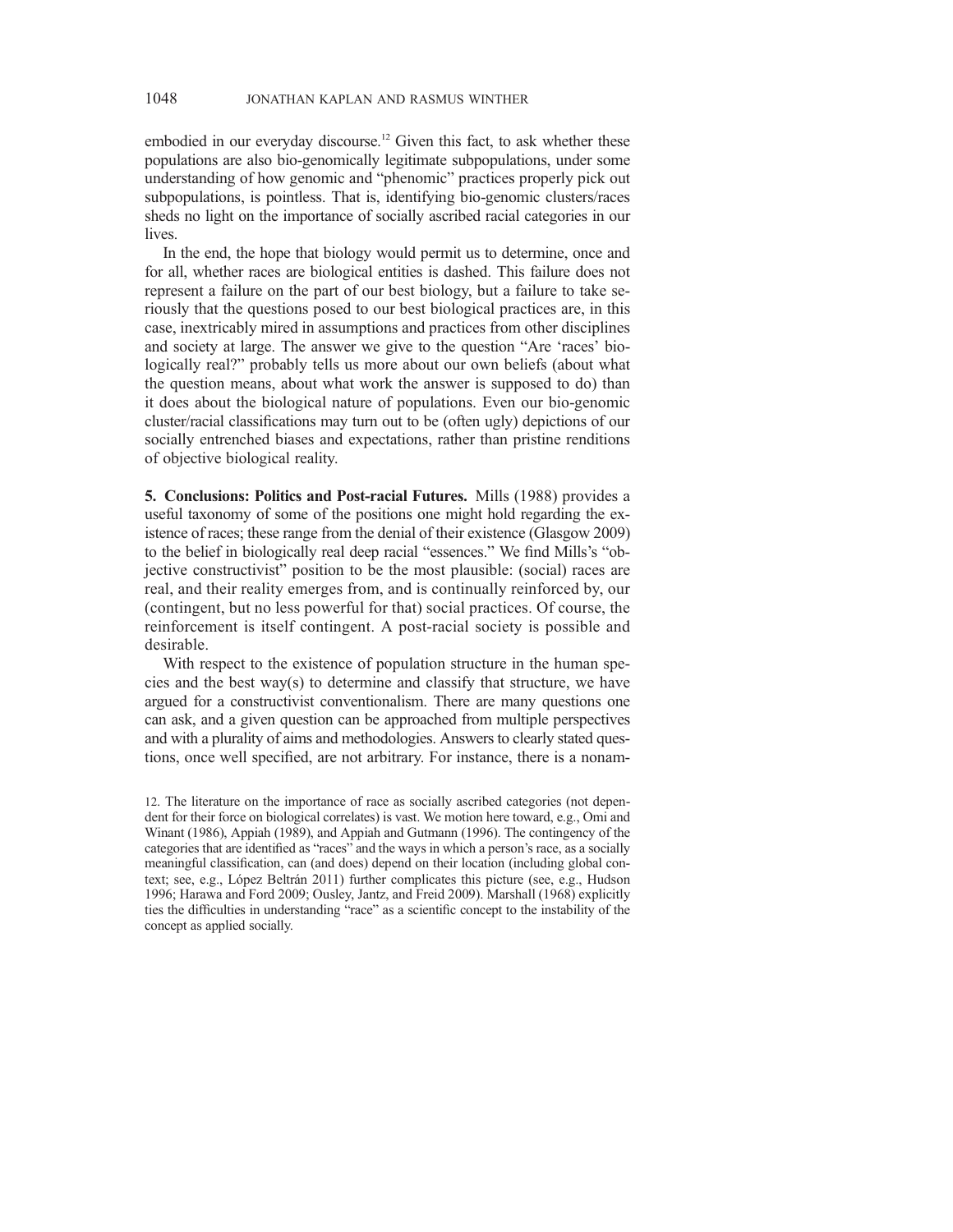embodied in our everyday discourse.[12] Given this fact, to ask whether these populations are also bio-genomically legitimate subpopulations, under some understanding of how genomic and "phenomic" practices properly pick out subpopulations, is pointless. That is, identifying bio-genomic clusters/races sheds no light on the importance of socially ascribed racial categories in our lives.

In the end, the hope that biology would permit us to determine, once and for all, whether races are biological entities is dashed. This failure does not represent a failure on the part of our best biology, but a failure to take seriously that the questions posed to our best biological practices are, in this case, inextricably mired in assumptions and practices from other disciplines and society at large. The answer we give to the question "Are 'races' biologically real?" probably tells us more about our own beliefs (about what the question means, about what work the answer is supposed to do) than it does about the biological nature of populations. Even our bio-genomic cluster/racial classifications may turn out to be (often ugly) depictions of our socially entrenched biases and expectations, rather than pristine renditions of objective biological reality.

## 5. Conclusions: Politics and Post-racial Futures.

Mills (1988) provides a useful taxonomy of some of the positions one might hold regarding the existence of races; these range from the denial of their existence (Glasgow 2009) to the belief in biologically real deep racial "essences." We find Mills's "objective constructivist" position to be the most plausible: (social) races are real, and their reality emerges from, and is continually reinforced by, our (contingent, but no less powerful for that) social practices. Of course, the reinforcement is itself contingent. A post-racial society is possible and desirable.

With respect to the existence of population structure in the human species and the best way(s) to determine and classify that structure, we have argued for a constructivist conventionalism. There are many questions one can ask, and a given question can be approached from multiple perspectives and with a plurality of aims and methodologies. Answers to clearly stated questions, once well specified, are not arbitrary. For instance, there is a nonam-

12. The literature on the importance of race as socially ascribed categories (not dependent for their force on biological correlates) is vast. We motion here toward, e.g., Omi and Winant (1986), Appiah (1989), and Appiah and Gutmann (1996). The contingency of the categories that are identified as "races" and the ways in which a person's race, as a socially meaningful classification, can (and does) depend on their location (including global context; see, e.g., López Beltrán 2011) further complicates this picture (see, e.g., Hudson 1996; Harawa and Ford 2009; Ousley, Jantz, and Freid 2009). Marshall (1968) explicitly ties the difficulties in understanding "race" as a scientific concept to the instability of the concept as applied socially.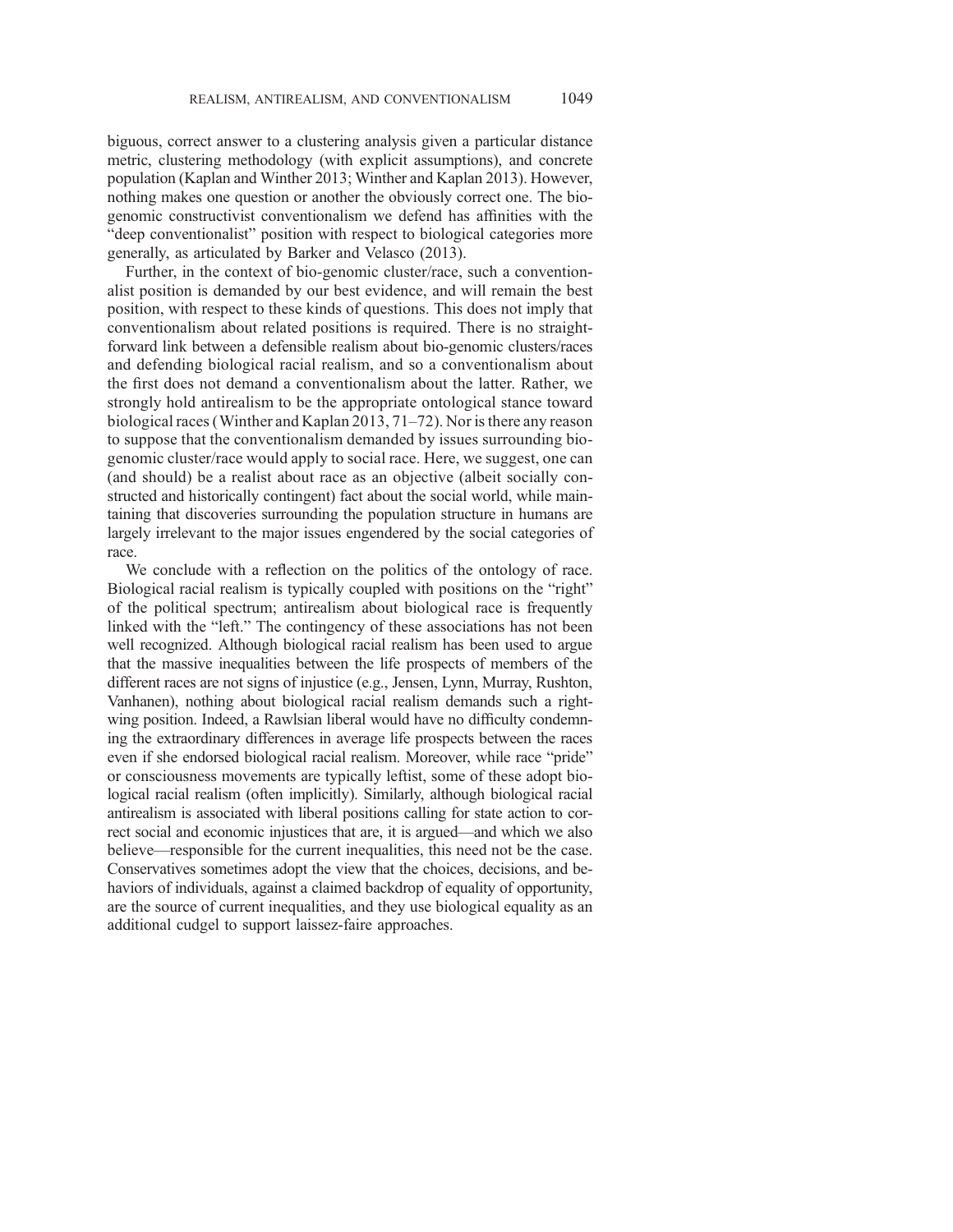biguous, correct answer to a clustering analysis given a particular distance metric, clustering methodology (with explicit assumptions), and concrete population (Kaplan and Winther 2013; Winther and Kaplan 2013). However, nothing makes one question or another the obviously correct one. The bio-genomic constructivist conventionalism we defend has affinities with the "deep conventionalist" position with respect to biological categories more generally, as articulated by Barker and Velasco (2013).

Further, in the context of bio-genomic cluster/race, such a conventionalist position is demanded by our best evidence, and will remain the best position, with respect to these kinds of questions. This does not imply that conventionalism about related positions is required. There is no straightforward link between a defensible realism about bio-genomic clusters/races and defending biological racial realism, and so a conventionalism about the first does not demand a conventionalism about the latter. Rather, we strongly hold antirealism to be the appropriate ontological stance toward biological races (Winther and Kaplan 2013, 71–72). Nor is there any reason to suppose that the conventionalism demanded by issues surrounding bio-genomic cluster/race would apply to social race. Here, we suggest, one can (and should) be a realist about race as an objective (albeit socially constructed and historically contingent) fact about the social world, while maintaining that discoveries surrounding the population structure in humans are largely irrelevant to the major issues engendered by the social categories of race.

We conclude with a reflection on the politics of the ontology of race. Biological racial realism is typically coupled with positions on the "right" of the political spectrum; antirealism about biological race is frequently linked with the "left." The contingency of these associations has not been well recognized. Although biological racial realism has been used to argue that the massive inequalities between the life prospects of members of the different races are not signs of injustice (e.g., Jensen, Lynn, Murray, Rushton, Vanhanen), nothing about biological racial realism demands such a right-wing position. Indeed, a Rawlsian liberal would have no difficulty condemning the extraordinary differences in average life prospects between the races even if she endorsed biological racial realism. Moreover, while race "pride" or consciousness movements are typically leftist, some of these adopt biological racial realism (often implicitly). Similarly, although biological racial antirealism is associated with liberal positions calling for state action to correct social and economic injustices that are, it is argued—and which we also believe—responsible for the current inequalities, this need not be the case. Conservatives sometimes adopt the view that the choices, decisions, and behaviors of individuals, against a claimed backdrop of equality of opportunity, are the source of current inequalities, and they use biological equality as an additional cudgel to support laissez-faire approaches.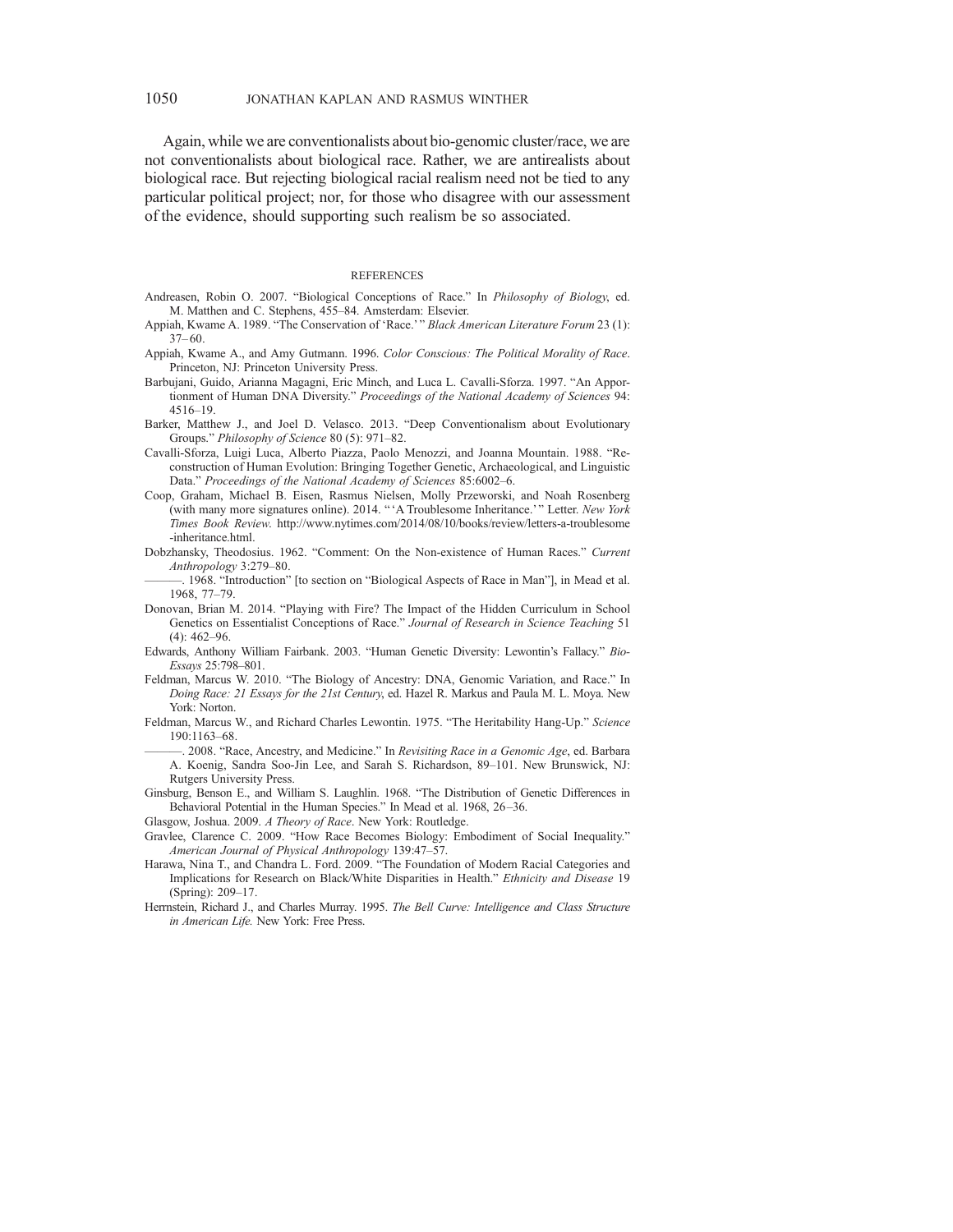Again, while we are conventionalists about bio-genomic cluster/race, we are not conventionalists about biological race. Rather, we are antirealists about biological race. But rejecting biological racial realism need not be tied to any particular political project; nor, for those who disagree with our assessment of the evidence, should supporting such realism be so associated.

## REFERENCES

Andreasen, Robin O. 2007. "Biological Conceptions of Race." In *Philosophy of Biology*, ed. M. Matthen and C. Stephens, 455–84. Amsterdam: Elsevier.

Appiah, Kwame A. 1989. "The Conservation of 'Race.'" *Black American Literature Forum* 23 (1): 37–60.

Appiah, Kwame A., and Amy Gutmann. 1996. *Color Conscious: The Political Morality of Race*. Princeton, NJ: Princeton University Press.

Barbujani, Guido, Arianna Magagni, Eric Minch, and Luca L. Cavalli-Sforza. 1997. "An Apportionment of Human DNA Diversity." *Proceedings of the National Academy of Sciences* 94: 4516–19.

Barker, Matthew J., and Joel D. Velasco. 2013. "Deep Conventionalism about Evolutionary Groups." *Philosophy of Science* 80 (5): 971–82.

Cavalli-Sforza, Luigi Luca, Alberto Piazza, Paolo Menozzi, and Joanna Mountain. 1988. "Reconstruction of Human Evolution: Bringing Together Genetic, Archaeological, and Linguistic Data." *Proceedings of the National Academy of Sciences* 85:6002–6.

Coop, Graham, Michael B. Eisen, Rasmus Nielsen, Molly Przeworski, and Noah Rosenberg (with many more signatures online). 2014. "'A Troublesome Inheritance.'" Letter. *New York Times Book Review*. http://www.nytimes.com/2014/08/10/books/review/letters-a-troublesome-inheritance.html.

Dobzhansky, Theodosius. 1962. "Comment: On the Non-existence of Human Races." *Current Anthropology* 3:279–80.

———. 1968. "Introduction" [to section on "Biological Aspects of Race in Man"], in Mead et al. 1968, 77–79.

Donovan, Brian M. 2014. "Playing with Fire? The Impact of the Hidden Curriculum in School Genetics on Essentialist Conceptions of Race." *Journal of Research in Science Teaching* 51 (4): 462–96.

Edwards, Anthony William Fairbank. 2003. "Human Genetic Diversity: Lewontin's Fallacy." *BioEssays* 25:798–801.

Feldman, Marcus W. 2010. "The Biology of Ancestry: DNA, Genomic Variation, and Race." In *Doing Race: 21 Essays for the 21st Century*, ed. Hazel R. Markus and Paula M. L. Moya. New York: Norton.

Feldman, Marcus W., and Richard Charles Lewontin. 1975. "The Heritability Hang-Up." *Science* 190:1163–68.

———. 2008. "Race, Ancestry, and Medicine." In *Revisiting Race in a Genomic Age*, ed. Barbara A. Koenig, Sandra Soo-Jin Lee, and Sarah S. Richardson, 89–101. New Brunswick, NJ: Rutgers University Press.

Ginsburg, Benson E., and William S. Laughlin. 1968. "The Distribution of Genetic Differences in Behavioral Potential in the Human Species." In Mead et al. 1968, 26–36.

Glasgow, Joshua. 2009. *A Theory of Race*. New York: Routledge.

Gravlee, Clarence C. 2009. "How Race Becomes Biology: Embodiment of Social Inequality." *American Journal of Physical Anthropology* 139:47–57.

Harawa, Nina T., and Chandra L. Ford. 2009. "The Foundation of Modern Racial Categories and Implications for Research on Black/White Disparities in Health." *Ethnicity and Disease* 19 (Spring): 209–17.

Herrnstein, Richard J., and Charles Murray. 1995. *The Bell Curve: Intelligence and Class Structure in American Life*. New York: Free Press.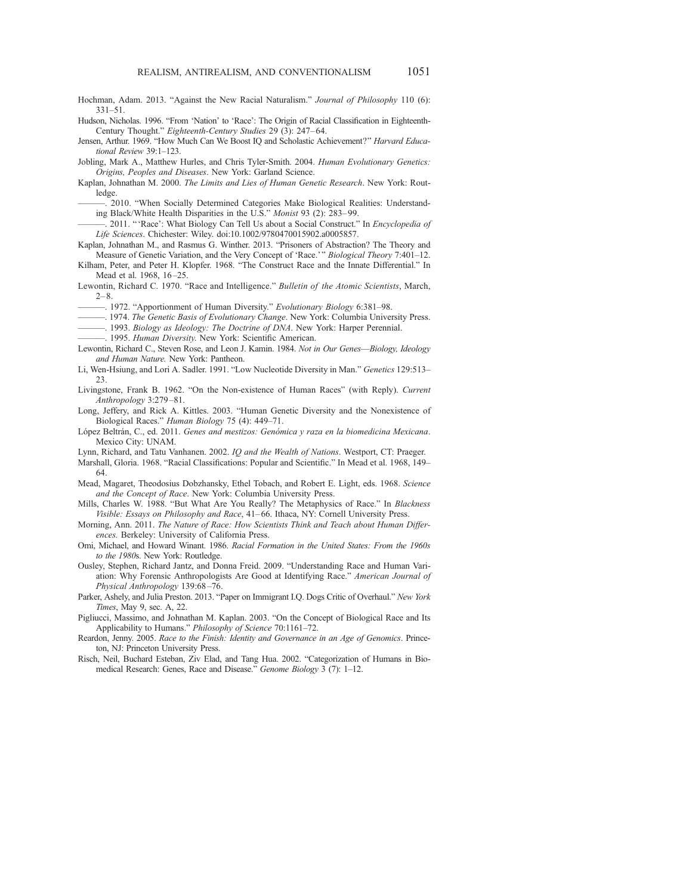Hochman, Adam. 2013. "Against the New Racial Naturalism." *Journal of Philosophy* 110 (6): 331–51.

Hudson, Nicholas. 1996. "From 'Nation' to 'Race': The Origin of Racial Classification in Eighteenth-Century Thought." *Eighteenth-Century Studies* 29 (3): 247–64.

Jensen, Arthur. 1969. "How Much Can We Boost IQ and Scholastic Achievement?" *Harvard Educational Review* 39:1–123.

Jobling, Mark A., Matthew Hurles, and Chris Tyler-Smith. 2004. *Human Evolutionary Genetics: Origins, Peoples and Diseases*. New York: Garland Science.

Kaplan, Johnathan M. 2000. *The Limits and Lies of Human Genetic Research*. New York: Routledge.

———. 2010. "When Socially Determined Categories Make Biological Realities: Understanding Black/White Health Disparities in the U.S." *Monist* 93 (2): 283–99.

———. 2011. "'Race': What Biology Can Tell Us about a Social Construct." In *Encyclopedia of Life Sciences*. Chichester: Wiley. doi:10.1002/9780470015902.a0005857.

Kaplan, Johnathan M., and Rasmus G. Winther. 2013. "Prisoners of Abstraction? The Theory and Measure of Genetic Variation, and the Very Concept of 'Race.'" *Biological Theory* 7:401–12.

Kilham, Peter, and Peter H. Klopfer. 1968. "The Construct Race and the Innate Differential." In Mead et al. 1968, 16–25.

Lewontin, Richard C. 1970. "Race and Intelligence." *Bulletin of the Atomic Scientists*, March, 2–8.

———. 1972. "Apportionment of Human Diversity." *Evolutionary Biology* 6:381–98.

———. 1974. *The Genetic Basis of Evolutionary Change*. New York: Columbia University Press.

———. 1993. *Biology as Ideology: The Doctrine of DNA*. New York: Harper Perennial.

———. 1995. *Human Diversity*. New York: Scientific American.

Lewontin, Richard C., Steven Rose, and Leon J. Kamin. 1984. *Not in Our Genes—Biology, Ideology and Human Nature.* New York: Pantheon.

Li, Wen-Hsiung, and Lori A. Sadler. 1991. "Low Nucleotide Diversity in Man." *Genetics* 129:513–23.

Livingstone, Frank B. 1962. "On the Non-existence of Human Races" (with Reply). *Current Anthropology* 3:279–81.

Long, Jeffery, and Rick A. Kittles. 2003. "Human Genetic Diversity and the Nonexistence of Biological Races." *Human Biology* 75 (4): 449–71.

López Beltrán, C., ed. 2011. *Genes and mestizos: Genómica y raza en la biomedicina Mexicana*. Mexico City: UNAM.

Lynn, Richard, and Tatu Vanhanen. 2002. *IQ and the Wealth of Nations*. Westport, CT: Praeger.

Marshall, Gloria. 1968. "Racial Classifications: Popular and Scientific." In Mead et al. 1968, 149–64.

Mead, Magaret, Theodosius Dobzhansky, Ethel Tobach, and Robert E. Light, eds. 1968. *Science and the Concept of Race*. New York: Columbia University Press.

Mills, Charles W. 1988. "But What Are You Really? The Metaphysics of Race." In *Blackness Visible: Essays on Philosophy and Race*, 41–66. Ithaca, NY: Cornell University Press.

Morning, Ann. 2011. *The Nature of Race: How Scientists Think and Teach about Human Differences.* Berkeley: University of California Press.

Omi, Michael, and Howard Winant. 1986. *Racial Formation in the United States: From the 1960s to the 1980s*. New York: Routledge.

Ousley, Stephen, Richard Jantz, and Donna Freid. 2009. "Understanding Race and Human Variation: Why Forensic Anthropologists Are Good at Identifying Race." *American Journal of Physical Anthropology* 139:68–76.

Parker, Ashely, and Julia Preston. 2013. "Paper on Immigrant I.Q. Dogs Critic of Overhaul." *New York Times*, May 9, sec. A, 22.

Pigliucci, Massimo, and Johnathan M. Kaplan. 2003. "On the Concept of Biological Race and Its Applicability to Humans." *Philosophy of Science* 70:1161–72.

Reardon, Jenny. 2005. *Race to the Finish: Identity and Governance in an Age of Genomics*. Princeton, NJ: Princeton University Press.

Risch, Neil, Buchard Esteban, Ziv Elad, and Tang Hua. 2002. "Categorization of Humans in Biomedical Research: Genes, Race and Disease." *Genome Biology* 3 (7): 1–12.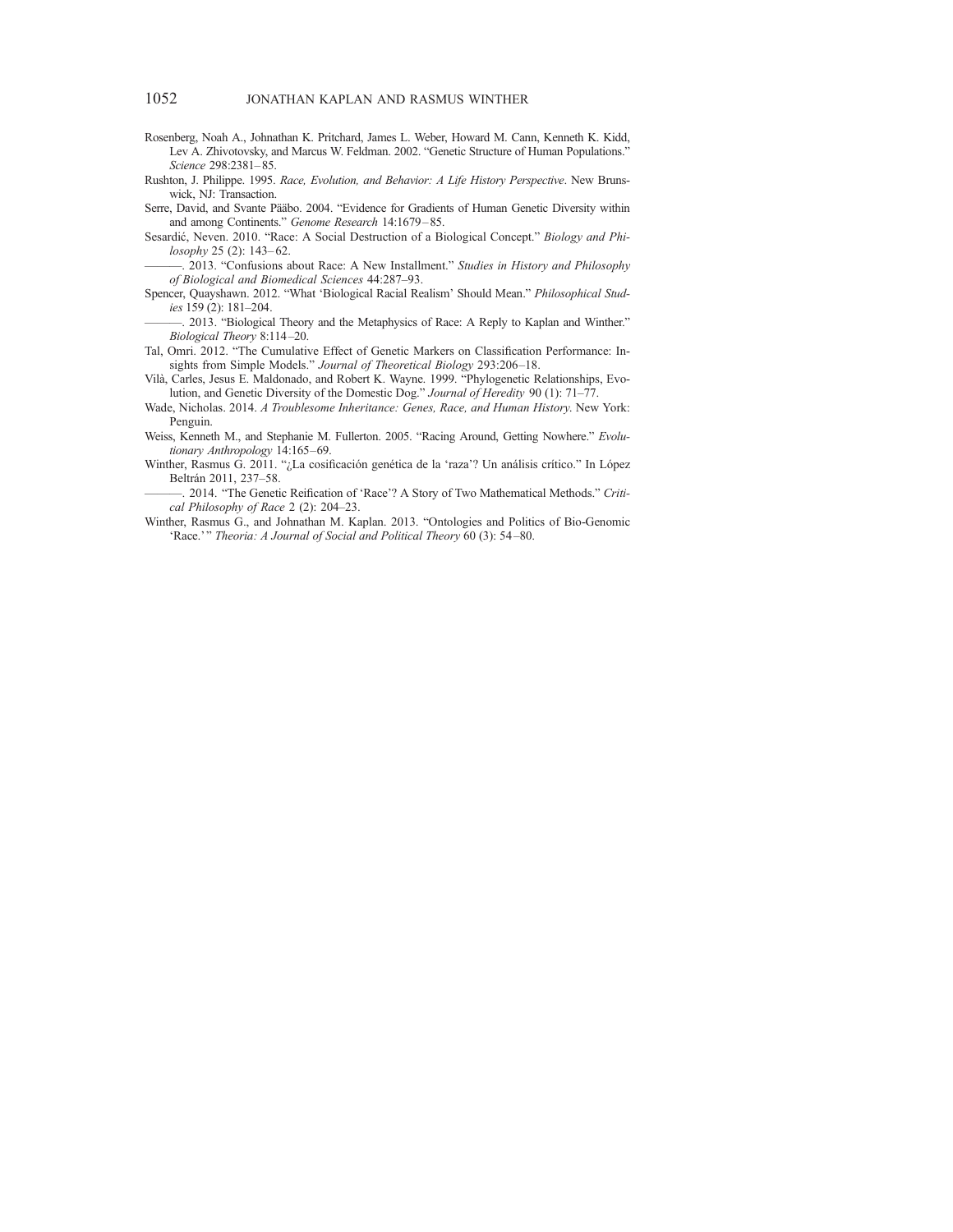Rosenberg, Noah A., Johnathan K. Pritchard, James L. Weber, Howard M. Cann, Kenneth K. Kidd, Lev A. Zhivotovsky, and Marcus W. Feldman. 2002. "Genetic Structure of Human Populations." *Science* 298:2381–85.

Rushton, J. Philippe. 1995. *Race, Evolution, and Behavior: A Life History Perspective*. New Brunswick, NJ: Transaction.

Serre, David, and Svante Pääbo. 2004. "Evidence for Gradients of Human Genetic Diversity within and among Continents." *Genome Research* 14:1679–85.

Sesardić, Neven. 2010. "Race: A Social Destruction of a Biological Concept." *Biology and Philosophy* 25 (2): 143–62.

———. 2013. "Confusions about Race: A New Installment." *Studies in History and Philosophy of Biological and Biomedical Sciences* 44:287–93.

Spencer, Quayshawn. 2012. "What 'Biological Racial Realism' Should Mean." *Philosophical Studies* 159 (2): 181–204.

———. 2013. "Biological Theory and the Metaphysics of Race: A Reply to Kaplan and Winther." *Biological Theory* 8:114–20.

Tal, Omri. 2012. "The Cumulative Effect of Genetic Markers on Classification Performance: Insights from Simple Models." *Journal of Theoretical Biology* 293:206–18.

Vilà, Carles, Jesus E. Maldonado, and Robert K. Wayne. 1999. "Phylogenetic Relationships, Evolution, and Genetic Diversity of the Domestic Dog." *Journal of Heredity* 90 (1): 71–77.

Wade, Nicholas. 2014. *A Troublesome Inheritance: Genes, Race, and Human History*. New York: Penguin.

Weiss, Kenneth M., and Stephanie M. Fullerton. 2005. "Racing Around, Getting Nowhere." *Evolutionary Anthropology* 14:165–69.

Winther, Rasmus G. 2011. "¿La cosificación genética de la 'raza'? Un análisis crítico." In López Beltrán 2011, 237–58.

———. 2014. "The Genetic Reification of 'Race'? A Story of Two Mathematical Methods." *Critical Philosophy of Race* 2 (2): 204–23.

Winther, Rasmus G., and Johnathan M. Kaplan. 2013. "Ontologies and Politics of Bio-Genomic 'Race.'" *Theoria: A Journal of Social and Political Theory* 60 (3): 54–80.